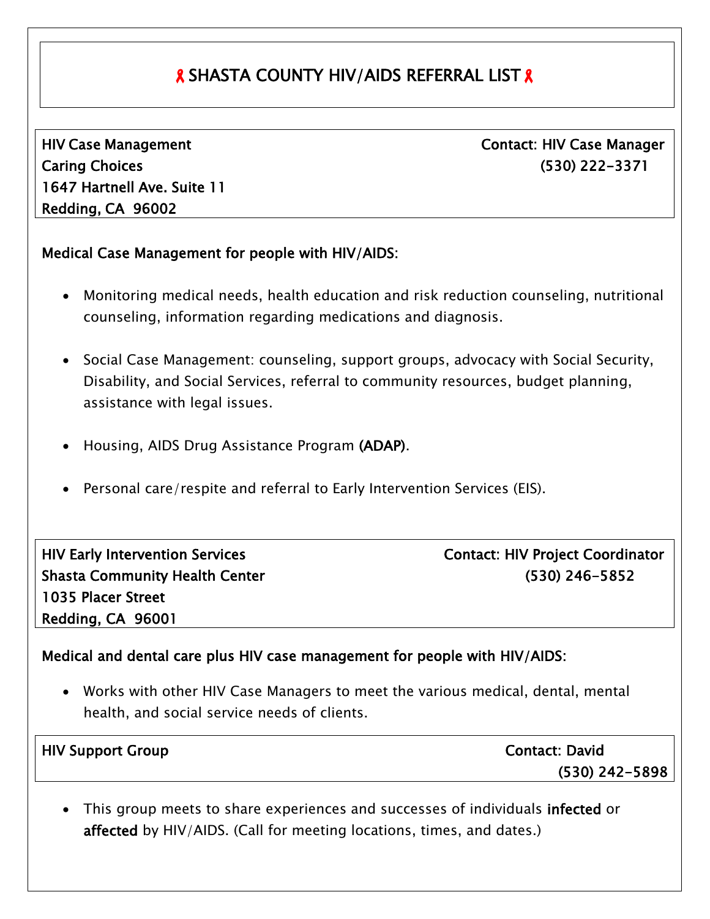# 🎗 SHASTA COUNTY HIV/AIDS REFERRAL LIST 🎗

**HIV Case Management**
**Caring Choices**
**1647 Hartnell Ave. Suite 11**
**Redding, CA 96002**

**Contact: HIV Case Manager**
**(530) 222-3371**

**Medical Case Management for people with HIV/AIDS:**

- Monitoring medical needs, health education and risk reduction counseling, nutritional counseling, information regarding medications and diagnosis.
- Social Case Management: counseling, support groups, advocacy with Social Security, Disability, and Social Services, referral to community resources, budget planning, assistance with legal issues.
- Housing, AIDS Drug Assistance Program **(ADAP)**.
- Personal care/respite and referral to Early Intervention Services (EIS).

**HIV Early Intervention Services**
**Shasta Community Health Center**
**1035 Placer Street**
**Redding, CA 96001**

**Contact: HIV Project Coordinator**
**(530) 246-5852**

**Medical and dental care plus HIV case management for people with HIV/AIDS:**

- Works with other HIV Case Managers to meet the various medical, dental, mental health, and social service needs of clients.

**HIV Support Group**

**Contact: David**
**(530) 242-5898**

- This group meets to share experiences and successes of individuals **infected** or **affected** by HIV/AIDS. (Call for meeting locations, times, and dates.)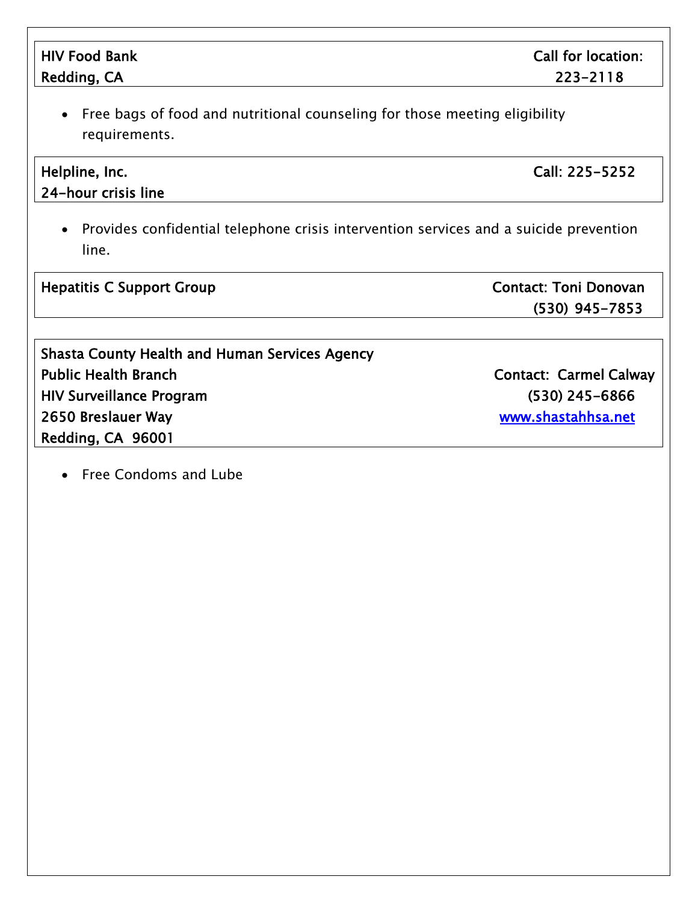**HIV Food Bank**
**Redding, CA**

**Call for location:**
**223-2118**

- Free bags of food and nutritional counseling for those meeting eligibility requirements.

**Helpline, Inc.**
**24-hour crisis line**

**Call: 225-5252**

- Provides confidential telephone crisis intervention services and a suicide prevention line.

**Hepatitis C Support Group**

**Contact: Toni Donovan**
**(530) 945-7853**

**Shasta County Health and Human Services Agency**
**Public Health Branch**
**HIV Surveillance Program**
**2650 Breslauer Way**
**Redding, CA 96001**

**Contact: Carmel Calway**
**(530) 245-6866**
**www.shastahhsa.net**

- Free Condoms and Lube